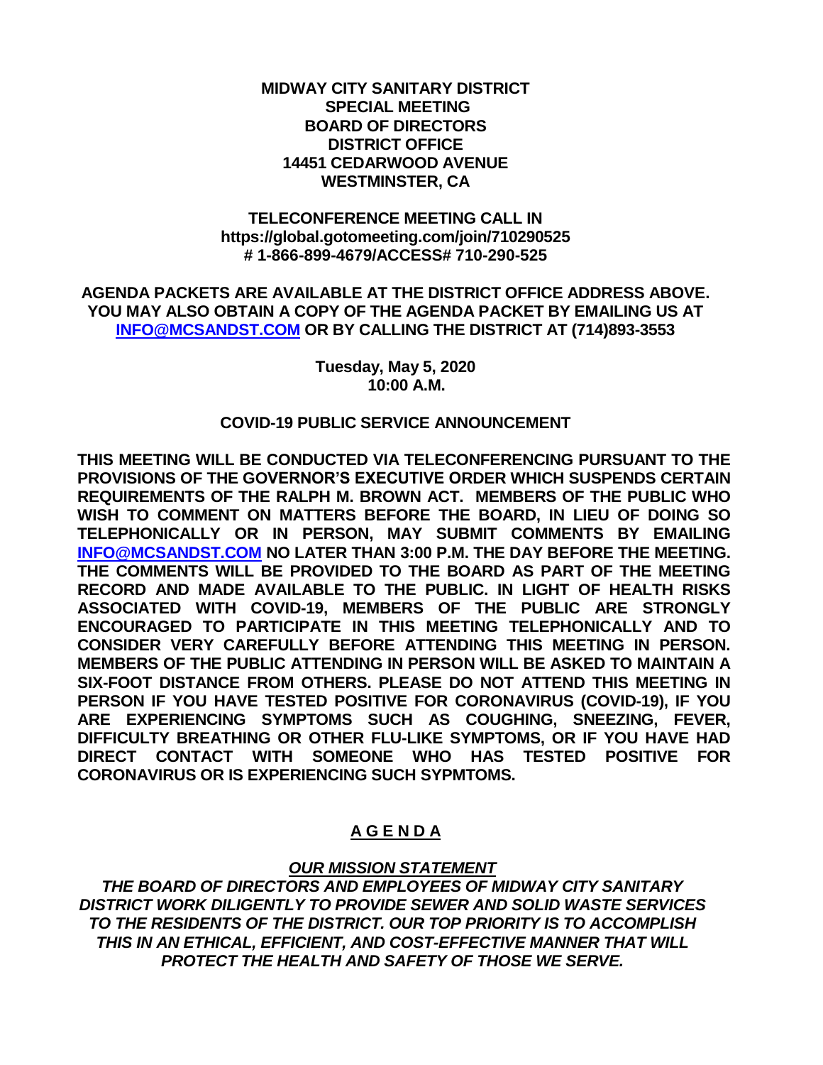**MIDWAY CITY SANITARY DISTRICT**
**SPECIAL MEETING**
**BOARD OF DIRECTORS**
**DISTRICT OFFICE**
**14451 CEDARWOOD AVENUE**
**WESTMINSTER, CA**

**TELECONFERENCE MEETING CALL IN**
**https://global.gotomeeting.com/join/710290525**
**# 1-866-899-4679/ACCESS# 710-290-525**

**AGENDA PACKETS ARE AVAILABLE AT THE DISTRICT OFFICE ADDRESS ABOVE. YOU MAY ALSO OBTAIN A COPY OF THE AGENDA PACKET BY EMAILING US AT [INFO@MCSANDST.COM](mailto:INFO@MCSANDST.COM) OR BY CALLING THE DISTRICT AT (714)893-3553**

**Tuesday, May 5, 2020**
**10:00 A.M.**

**COVID-19 PUBLIC SERVICE ANNOUNCEMENT**

**THIS MEETING WILL BE CONDUCTED VIA TELECONFERENCING PURSUANT TO THE PROVISIONS OF THE GOVERNOR'S EXECUTIVE ORDER WHICH SUSPENDS CERTAIN REQUIREMENTS OF THE RALPH M. BROWN ACT. MEMBERS OF THE PUBLIC WHO WISH TO COMMENT ON MATTERS BEFORE THE BOARD, IN LIEU OF DOING SO TELEPHONICALLY OR IN PERSON, MAY SUBMIT COMMENTS BY EMAILING [INFO@MCSANDST.COM](mailto:INFO@MCSANDST.COM) NO LATER THAN 3:00 P.M. THE DAY BEFORE THE MEETING. THE COMMENTS WILL BE PROVIDED TO THE BOARD AS PART OF THE MEETING RECORD AND MADE AVAILABLE TO THE PUBLIC. IN LIGHT OF HEALTH RISKS ASSOCIATED WITH COVID-19, MEMBERS OF THE PUBLIC ARE STRONGLY ENCOURAGED TO PARTICIPATE IN THIS MEETING TELEPHONICALLY AND TO CONSIDER VERY CAREFULLY BEFORE ATTENDING THIS MEETING IN PERSON. MEMBERS OF THE PUBLIC ATTENDING IN PERSON WILL BE ASKED TO MAINTAIN A SIX-FOOT DISTANCE FROM OTHERS. PLEASE DO NOT ATTEND THIS MEETING IN PERSON IF YOU HAVE TESTED POSITIVE FOR CORONAVIRUS (COVID-19), IF YOU ARE EXPERIENCING SYMPTOMS SUCH AS COUGHING, SNEEZING, FEVER, DIFFICULTY BREATHING OR OTHER FLU-LIKE SYMPTOMS, OR IF YOU HAVE HAD DIRECT CONTACT WITH SOMEONE WHO HAS TESTED POSITIVE FOR CORONAVIRUS OR IS EXPERIENCING SUCH SYPMTOMS.**

# A G E N D A

***OUR MISSION STATEMENT***

***THE BOARD OF DIRECTORS AND EMPLOYEES OF MIDWAY CITY SANITARY DISTRICT WORK DILIGENTLY TO PROVIDE SEWER AND SOLID WASTE SERVICES TO THE RESIDENTS OF THE DISTRICT. OUR TOP PRIORITY IS TO ACCOMPLISH THIS IN AN ETHICAL, EFFICIENT, AND COST-EFFECTIVE MANNER THAT WILL PROTECT THE HEALTH AND SAFETY OF THOSE WE SERVE.***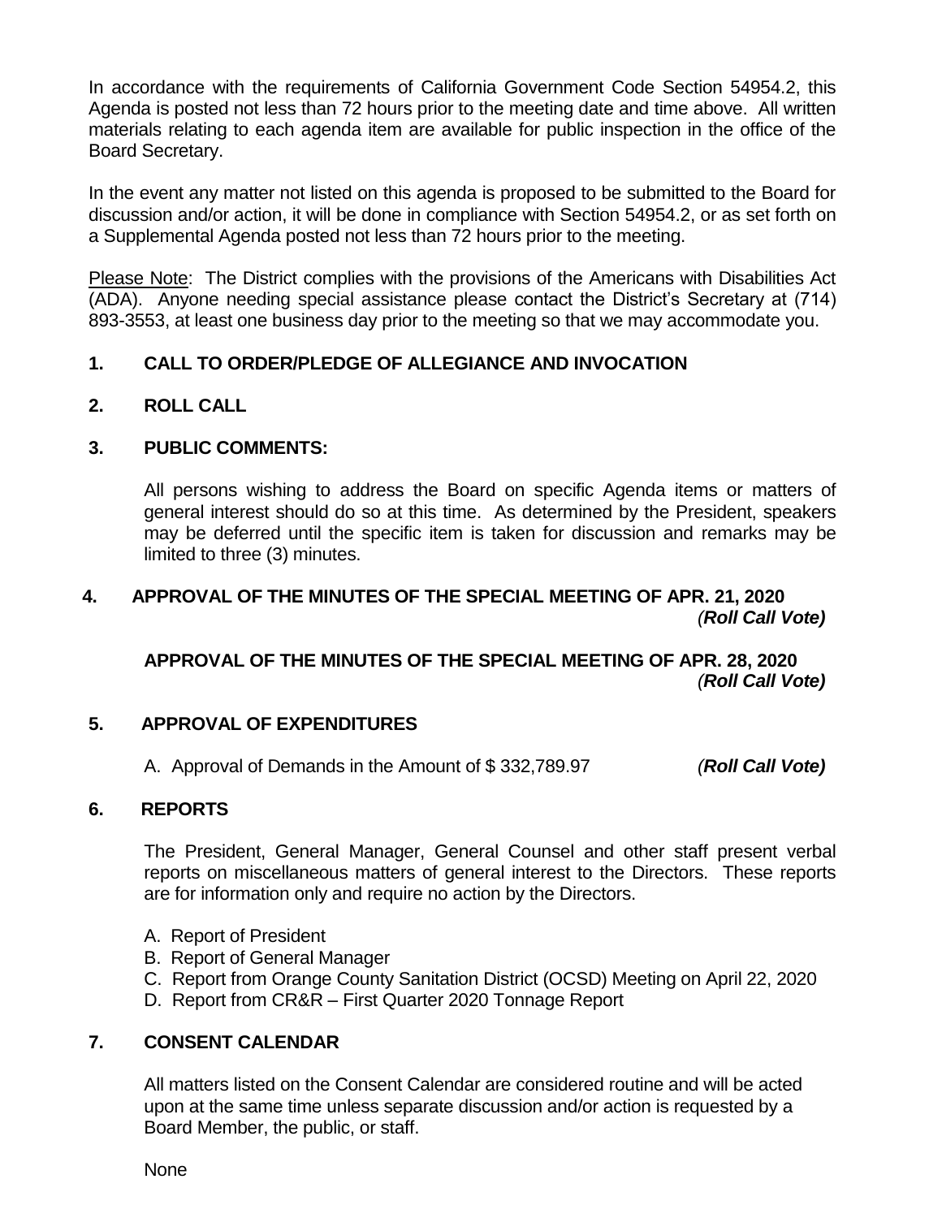In accordance with the requirements of California Government Code Section 54954.2, this Agenda is posted not less than 72 hours prior to the meeting date and time above. All written materials relating to each agenda item are available for public inspection in the office of the Board Secretary.

In the event any matter not listed on this agenda is proposed to be submitted to the Board for discussion and/or action, it will be done in compliance with Section 54954.2, or as set forth on a Supplemental Agenda posted not less than 72 hours prior to the meeting.

Please Note: The District complies with the provisions of the Americans with Disabilities Act (ADA). Anyone needing special assistance please contact the District's Secretary at (714) 893-3553, at least one business day prior to the meeting so that we may accommodate you.

## 1. CALL TO ORDER/PLEDGE OF ALLEGIANCE AND INVOCATION

## 2. ROLL CALL

## 3. PUBLIC COMMENTS:

All persons wishing to address the Board on specific Agenda items or matters of general interest should do so at this time. As determined by the President, speakers may be deferred until the specific item is taken for discussion and remarks may be limited to three (3) minutes.

## 4. APPROVAL OF THE MINUTES OF THE SPECIAL MEETING OF APR. 21, 2020

*(**Roll Call Vote)***

**APPROVAL OF THE MINUTES OF THE SPECIAL MEETING OF APR. 28, 2020**

*(**Roll Call Vote)***

## 5. APPROVAL OF EXPENDITURES

A. Approval of Demands in the Amount of $ 332,789.97 *(**Roll Call Vote)***

## 6. REPORTS

The President, General Manager, General Counsel and other staff present verbal reports on miscellaneous matters of general interest to the Directors. These reports are for information only and require no action by the Directors.

A. Report of President
B. Report of General Manager
C. Report from Orange County Sanitation District (OCSD) Meeting on April 22, 2020
D. Report from CR&R – First Quarter 2020 Tonnage Report

## 7. CONSENT CALENDAR

All matters listed on the Consent Calendar are considered routine and will be acted upon at the same time unless separate discussion and/or action is requested by a Board Member, the public, or staff.

None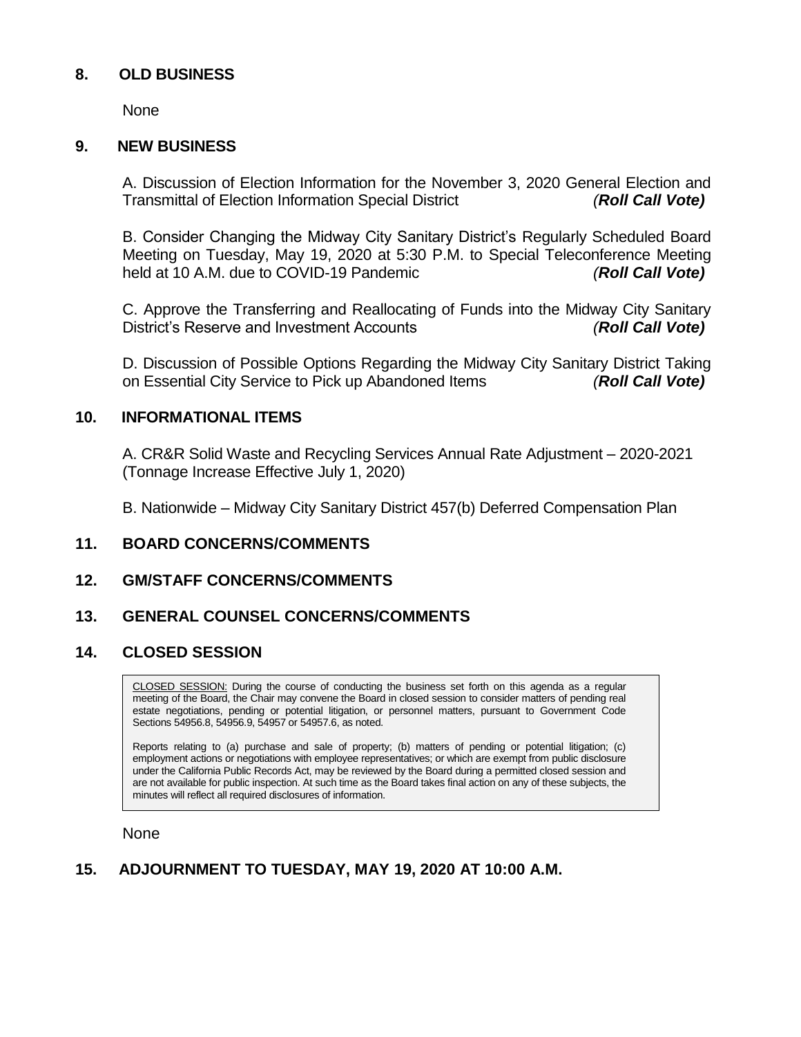## 8. OLD BUSINESS

None

## 9. NEW BUSINESS

A. Discussion of Election Information for the November 3, 2020 General Election and Transmittal of Election Information Special District *(**Roll Call Vote)***

B. Consider Changing the Midway City Sanitary District's Regularly Scheduled Board Meeting on Tuesday, May 19, 2020 at 5:30 P.M. to Special Teleconference Meeting held at 10 A.M. due to COVID-19 Pandemic *(**Roll Call Vote)***

C. Approve the Transferring and Reallocating of Funds into the Midway City Sanitary District's Reserve and Investment Accounts *(**Roll Call Vote)***

D. Discussion of Possible Options Regarding the Midway City Sanitary District Taking on Essential City Service to Pick up Abandoned Items *(**Roll Call Vote)***

## 10. INFORMATIONAL ITEMS

A. CR&R Solid Waste and Recycling Services Annual Rate Adjustment – 2020-2021 (Tonnage Increase Effective July 1, 2020)

B. Nationwide – Midway City Sanitary District 457(b) Deferred Compensation Plan

## 11. BOARD CONCERNS/COMMENTS

## 12. GM/STAFF CONCERNS/COMMENTS

## 13. GENERAL COUNSEL CONCERNS/COMMENTS

## 14. CLOSED SESSION

CLOSED SESSION: During the course of conducting the business set forth on this agenda as a regular meeting of the Board, the Chair may convene the Board in closed session to consider matters of pending real estate negotiations, pending or potential litigation, or personnel matters, pursuant to Government Code Sections 54956.8, 54956.9, 54957 or 54957.6, as noted.

Reports relating to (a) purchase and sale of property; (b) matters of pending or potential litigation; (c) employment actions or negotiations with employee representatives; or which are exempt from public disclosure under the California Public Records Act, may be reviewed by the Board during a permitted closed session and are not available for public inspection. At such time as the Board takes final action on any of these subjects, the minutes will reflect all required disclosures of information.

None

## 15. ADJOURNMENT TO TUESDAY, MAY 19, 2020 AT 10:00 A.M.